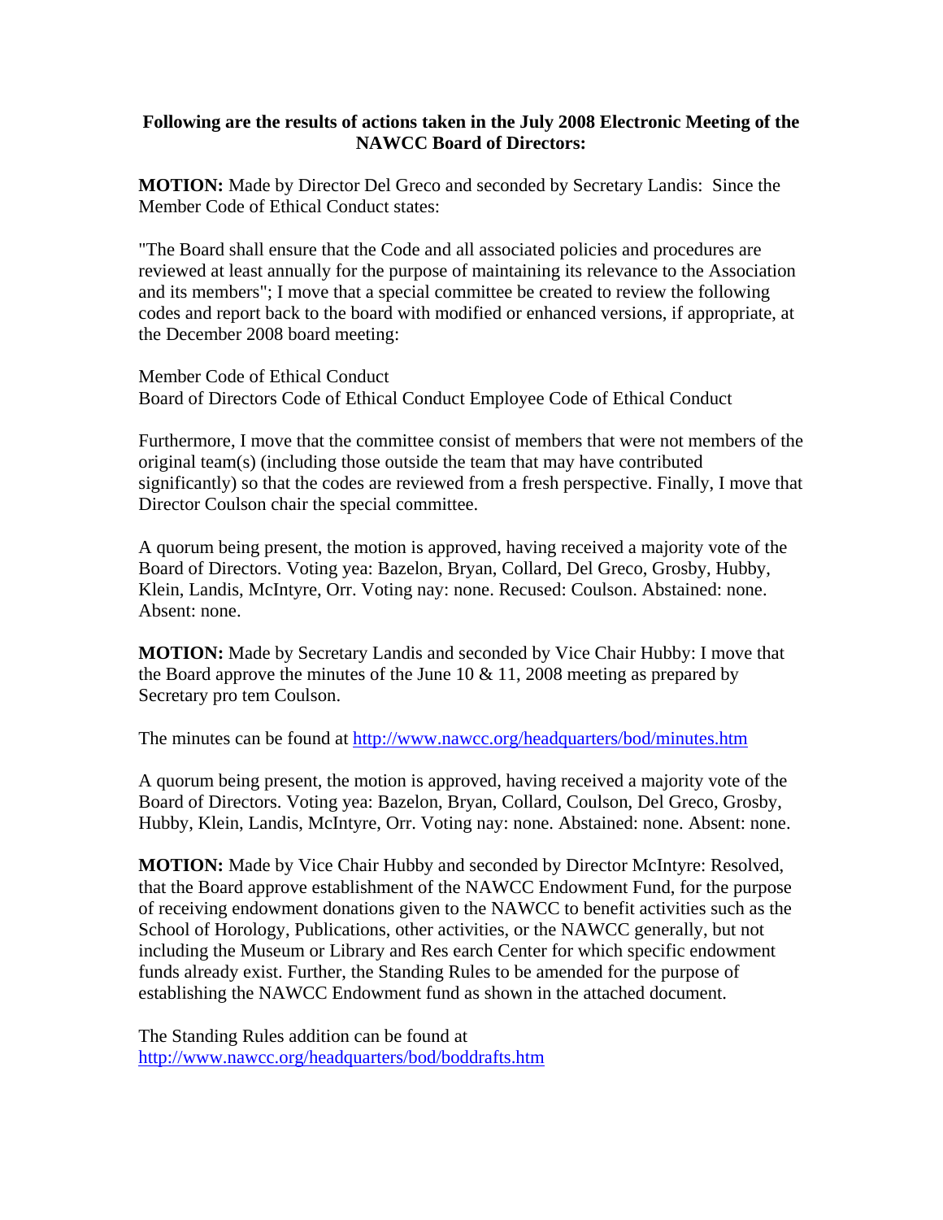**Following are the results of actions taken in the July 2008 Electronic Meeting of the NAWCC Board of Directors:**

**MOTION:** Made by Director Del Greco and seconded by Secretary Landis: Since the Member Code of Ethical Conduct states:

"The Board shall ensure that the Code and all associated policies and procedures are reviewed at least annually for the purpose of maintaining its relevance to the Association and its members"; I move that a special committee be created to review the following codes and report back to the board with modified or enhanced versions, if appropriate, at the December 2008 board meeting:

Member Code of Ethical Conduct
Board of Directors Code of Ethical Conduct Employee Code of Ethical Conduct

Furthermore, I move that the committee consist of members that were not members of the original team(s) (including those outside the team that may have contributed significantly) so that the codes are reviewed from a fresh perspective. Finally, I move that Director Coulson chair the special committee.

A quorum being present, the motion is approved, having received a majority vote of the Board of Directors. Voting yea: Bazelon, Bryan, Collard, Del Greco, Grosby, Hubby, Klein, Landis, McIntyre, Orr. Voting nay: none. Recused: Coulson. Abstained: none. Absent: none.

**MOTION:** Made by Secretary Landis and seconded by Vice Chair Hubby: I move that the Board approve the minutes of the June 10 & 11, 2008 meeting as prepared by Secretary pro tem Coulson.

The minutes can be found at http://www.nawcc.org/headquarters/bod/minutes.htm

A quorum being present, the motion is approved, having received a majority vote of the Board of Directors. Voting yea: Bazelon, Bryan, Collard, Coulson, Del Greco, Grosby, Hubby, Klein, Landis, McIntyre, Orr. Voting nay: none. Abstained: none. Absent: none.

**MOTION:** Made by Vice Chair Hubby and seconded by Director McIntyre: Resolved, that the Board approve establishment of the NAWCC Endowment Fund, for the purpose of receiving endowment donations given to the NAWCC to benefit activities such as the School of Horology, Publications, other activities, or the NAWCC generally, but not including the Museum or Library and Res earch Center for which specific endowment funds already exist. Further, the Standing Rules to be amended for the purpose of establishing the NAWCC Endowment fund as shown in the attached document.

The Standing Rules addition can be found at http://www.nawcc.org/headquarters/bod/boddrafts.htm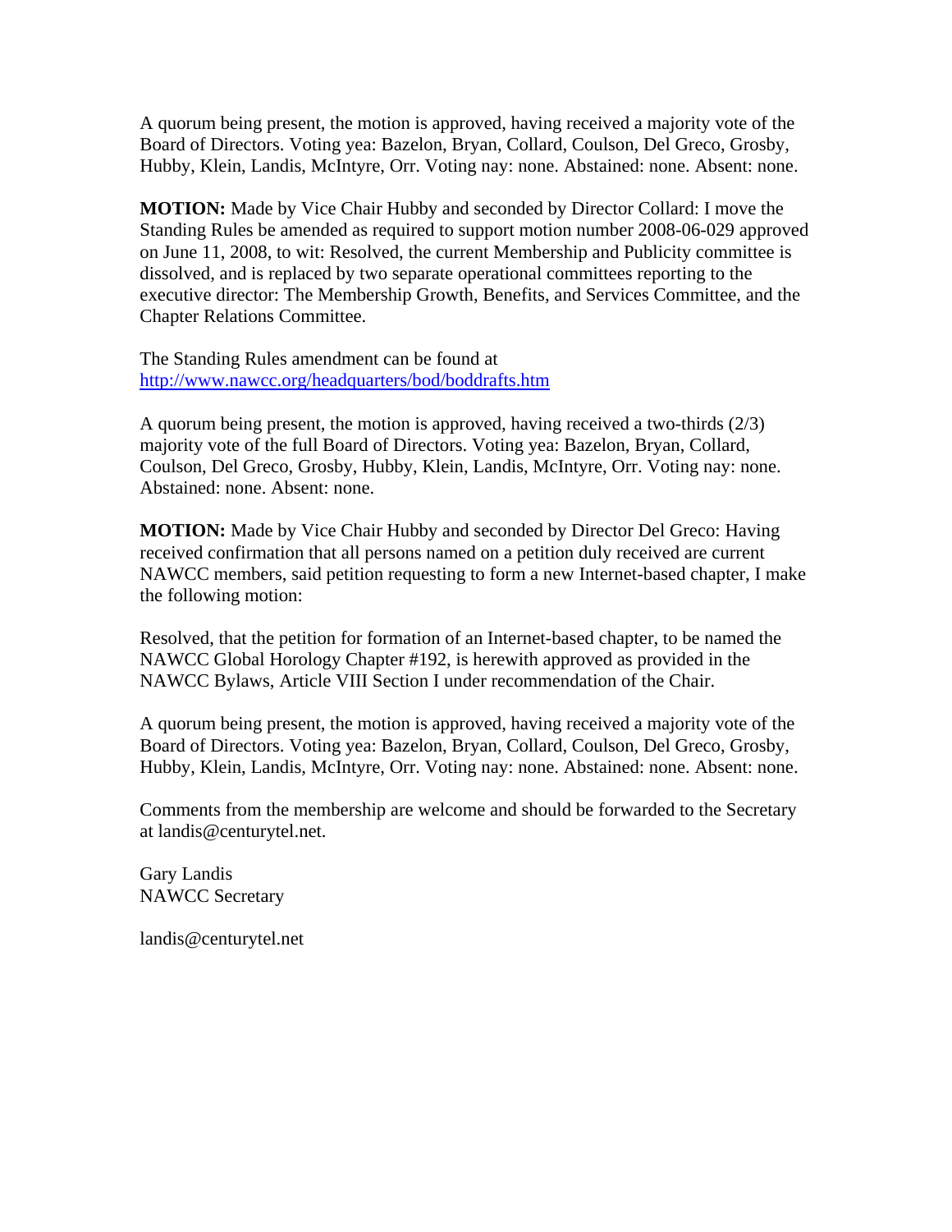A quorum being present, the motion is approved, having received a majority vote of the Board of Directors. Voting yea: Bazelon, Bryan, Collard, Coulson, Del Greco, Grosby, Hubby, Klein, Landis, McIntyre, Orr. Voting nay: none. Abstained: none. Absent: none.

**MOTION:** Made by Vice Chair Hubby and seconded by Director Collard: I move the Standing Rules be amended as required to support motion number 2008-06-029 approved on June 11, 2008, to wit: Resolved, the current Membership and Publicity committee is dissolved, and is replaced by two separate operational committees reporting to the executive director: The Membership Growth, Benefits, and Services Committee, and the Chapter Relations Committee.

The Standing Rules amendment can be found at [http://www.nawcc.org/headquarters/bod/boddrafts.htm](http://www.nawcc.org/headquarters/bod/boddrafts.htm)

A quorum being present, the motion is approved, having received a two-thirds (2/3) majority vote of the full Board of Directors. Voting yea: Bazelon, Bryan, Collard, Coulson, Del Greco, Grosby, Hubby, Klein, Landis, McIntyre, Orr. Voting nay: none. Abstained: none. Absent: none.

**MOTION:** Made by Vice Chair Hubby and seconded by Director Del Greco: Having received confirmation that all persons named on a petition duly received are current NAWCC members, said petition requesting to form a new Internet-based chapter, I make the following motion:

Resolved, that the petition for formation of an Internet-based chapter, to be named the NAWCC Global Horology Chapter #192, is herewith approved as provided in the NAWCC Bylaws, Article VIII Section I under recommendation of the Chair.

A quorum being present, the motion is approved, having received a majority vote of the Board of Directors. Voting yea: Bazelon, Bryan, Collard, Coulson, Del Greco, Grosby, Hubby, Klein, Landis, McIntyre, Orr. Voting nay: none. Abstained: none. Absent: none.

Comments from the membership are welcome and should be forwarded to the Secretary at landis@centurytel.net.

Gary Landis
NAWCC Secretary

landis@centurytel.net